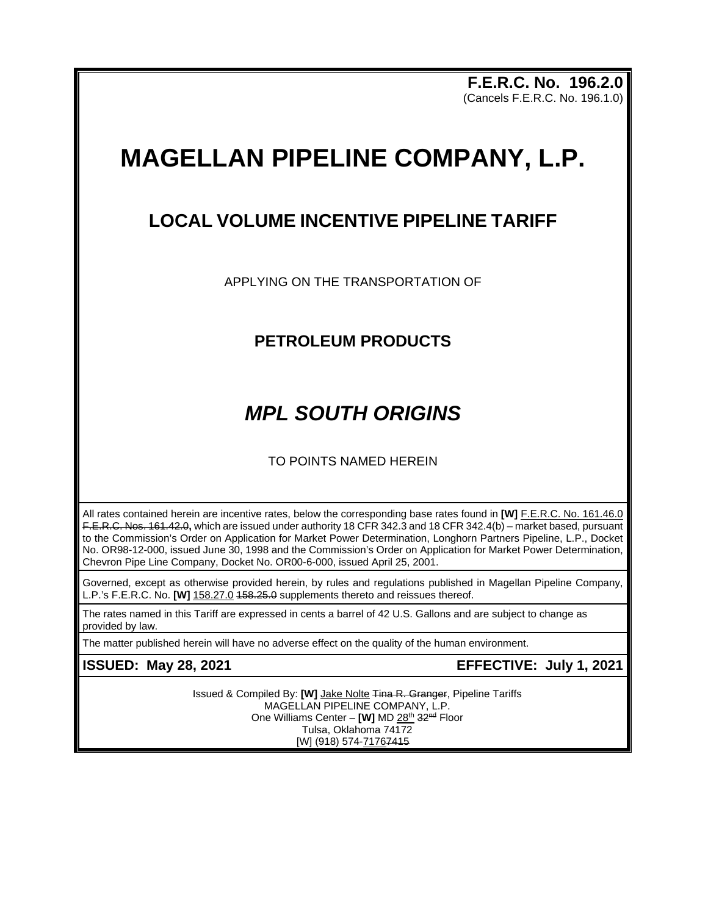**F.E.R.C. No. 196.2.0**
(Cancels F.E.R.C. No. 196.1.0)

# MAGELLAN PIPELINE COMPANY, L.P.

## LOCAL VOLUME INCENTIVE PIPELINE TARIFF

APPLYING ON THE TRANSPORTATION OF

### PETROLEUM PRODUCTS

## *MPL SOUTH ORIGINS*

TO POINTS NAMED HEREIN

All rates contained herein are incentive rates, below the corresponding base rates found in **[W]** F.E.R.C. No. 161.46.0 ~~F.E.R.C. Nos. 161.42.0~~**,** which are issued under authority 18 CFR 342.3 and 18 CFR 342.4(b) – market based, pursuant to the Commission's Order on Application for Market Power Determination, Longhorn Partners Pipeline, L.P., Docket No. OR98-12-000, issued June 30, 1998 and the Commission's Order on Application for Market Power Determination, Chevron Pipe Line Company, Docket No. OR00-6-000, issued April 25, 2001.

Governed, except as otherwise provided herein, by rules and regulations published in Magellan Pipeline Company, L.P.'s F.E.R.C. No. **[W]** 158.27.0 ~~158.25.0~~ supplements thereto and reissues thereof.

The rates named in this Tariff are expressed in cents a barrel of 42 U.S. Gallons and are subject to change as provided by law.

The matter published herein will have no adverse effect on the quality of the human environment.

**ISSUED: May 28, 2021** **EFFECTIVE: July 1, 2021**

Issued & Compiled By: **[W]** Jake Nolte ~~Tina R. Granger~~, Pipeline Tariffs
MAGELLAN PIPELINE COMPANY, L.P.
One Williams Center – **[W]** MD 28th ~~32nd~~ Floor
Tulsa, Oklahoma 74172
[W] (918) 574-7176~~7415~~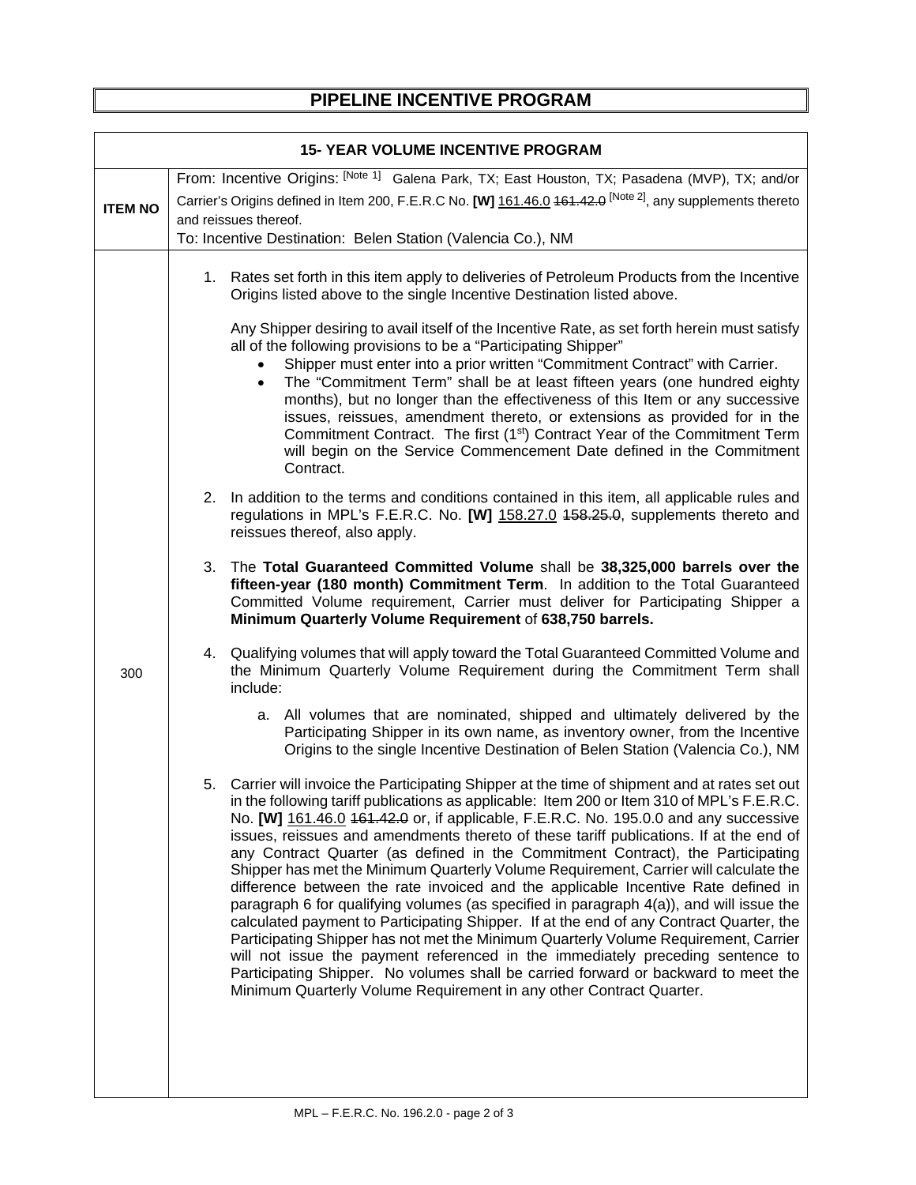# PIPELINE INCENTIVE PROGRAM

| 15- YEAR VOLUME INCENTIVE PROGRAM | |
|---|---|
| **ITEM NO** | From: Incentive Origins: [Note 1] Galena Park, TX; East Houston, TX; Pasadena (MVP), TX; and/or Carrier's Origins defined in Item 200, F.E.R.C No. **[W]** 161.46.0 ~~161.42.0~~ [Note 2], any supplements thereto and reissues thereof.<br>To: Incentive Destination: Belen Station (Valencia Co.), NM |
| 300 | 1. Rates set forth in this item apply to deliveries of Petroleum Products from the Incentive Origins listed above to the single Incentive Destination listed above.<br><br>Any Shipper desiring to avail itself of the Incentive Rate, as set forth herein must satisfy all of the following provisions to be a "Participating Shipper"<br>• Shipper must enter into a prior written "Commitment Contract" with Carrier.<br>• The "Commitment Term" shall be at least fifteen years (one hundred eighty months), but no longer than the effectiveness of this Item or any successive issues, reissues, amendment thereto, or extensions as provided for in the Commitment Contract. The first (1st) Contract Year of the Commitment Term will begin on the Service Commencement Date defined in the Commitment Contract.<br><br>2. In addition to the terms and conditions contained in this item, all applicable rules and regulations in MPL's F.E.R.C. No. **[W]** 158.27.0 ~~158.25.0~~, supplements thereto and reissues thereof, also apply.<br><br>3. The **Total Guaranteed Committed Volume** shall be **38,325,000 barrels over the fifteen-year (180 month) Commitment Term**. In addition to the Total Guaranteed Committed Volume requirement, Carrier must deliver for Participating Shipper a **Minimum Quarterly Volume Requirement** of **638,750 barrels.**<br><br>4. Qualifying volumes that will apply toward the Total Guaranteed Committed Volume and the Minimum Quarterly Volume Requirement during the Commitment Term shall include:<br><br>a. All volumes that are nominated, shipped and ultimately delivered by the Participating Shipper in its own name, as inventory owner, from the Incentive Origins to the single Incentive Destination of Belen Station (Valencia Co.), NM<br><br>5. Carrier will invoice the Participating Shipper at the time of shipment and at rates set out in the following tariff publications as applicable: Item 200 or Item 310 of MPL's F.E.R.C. No. **[W]** 161.46.0 ~~161.42.0~~ or, if applicable, F.E.R.C. No. 195.0.0 and any successive issues, reissues and amendments thereto of these tariff publications. If at the end of any Contract Quarter (as defined in the Commitment Contract), the Participating Shipper has met the Minimum Quarterly Volume Requirement, Carrier will calculate the difference between the rate invoiced and the applicable Incentive Rate defined in paragraph 6 for qualifying volumes (as specified in paragraph 4(a)), and will issue the calculated payment to Participating Shipper. If at the end of any Contract Quarter, the Participating Shipper has not met the Minimum Quarterly Volume Requirement, Carrier will not issue the payment referenced in the immediately preceding sentence to Participating Shipper. No volumes shall be carried forward or backward to meet the Minimum Quarterly Volume Requirement in any other Contract Quarter. |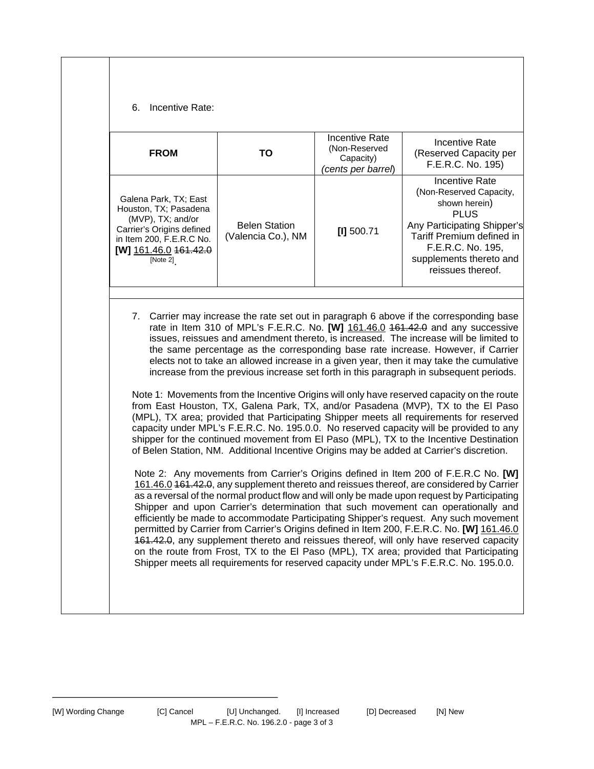6. Incentive Rate:

| FROM | TO | Incentive Rate (Non-Reserved Capacity) *(cents per barrel)* | Incentive Rate (Reserved Capacity per F.E.R.C. No. 195) |
|---|---|---|---|
| Galena Park, TX; East Houston, TX; Pasadena (MVP), TX; and/or Carrier's Origins defined in Item 200, F.E.R.C No. **[W]** 161.46.0 ~~161.42.0~~ [Note 2]. | Belen Station (Valencia Co.), NM | **[I]** 500.71 | Incentive Rate (Non-Reserved Capacity, shown herein) PLUS Any Participating Shipper's Tariff Premium defined in F.E.R.C. No. 195, supplements thereto and reissues thereof. |

7. Carrier may increase the rate set out in paragraph 6 above if the corresponding base rate in Item 310 of MPL's F.E.R.C. No. **[W]** 161.46.0 ~~161.42.0~~ and any successive issues, reissues and amendment thereto, is increased. The increase will be limited to the same percentage as the corresponding base rate increase. However, if Carrier elects not to take an allowed increase in a given year, then it may take the cumulative increase from the previous increase set forth in this paragraph in subsequent periods.

Note 1: Movements from the Incentive Origins will only have reserved capacity on the route from East Houston, TX, Galena Park, TX, and/or Pasadena (MVP), TX to the El Paso (MPL), TX area; provided that Participating Shipper meets all requirements for reserved capacity under MPL's F.E.R.C. No. 195.0.0. No reserved capacity will be provided to any shipper for the continued movement from El Paso (MPL), TX to the Incentive Destination of Belen Station, NM. Additional Incentive Origins may be added at Carrier's discretion.

Note 2: Any movements from Carrier's Origins defined in Item 200 of F.E.R.C No. **[W]** 161.46.0 ~~161.42.0~~, any supplement thereto and reissues thereof, are considered by Carrier as a reversal of the normal product flow and will only be made upon request by Participating Shipper and upon Carrier's determination that such movement can operationally and efficiently be made to accommodate Participating Shipper's request. Any such movement permitted by Carrier from Carrier's Origins defined in Item 200, F.E.R.C. No. **[W]** 161.46.0 ~~161.42.0~~, any supplement thereto and reissues thereof, will only have reserved capacity on the route from Frost, TX to the El Paso (MPL), TX area; provided that Participating Shipper meets all requirements for reserved capacity under MPL's F.E.R.C. No. 195.0.0.

[W] Wording Change [C] Cancel [U] Unchanged. [I] Increased [D] Decreased [N] New